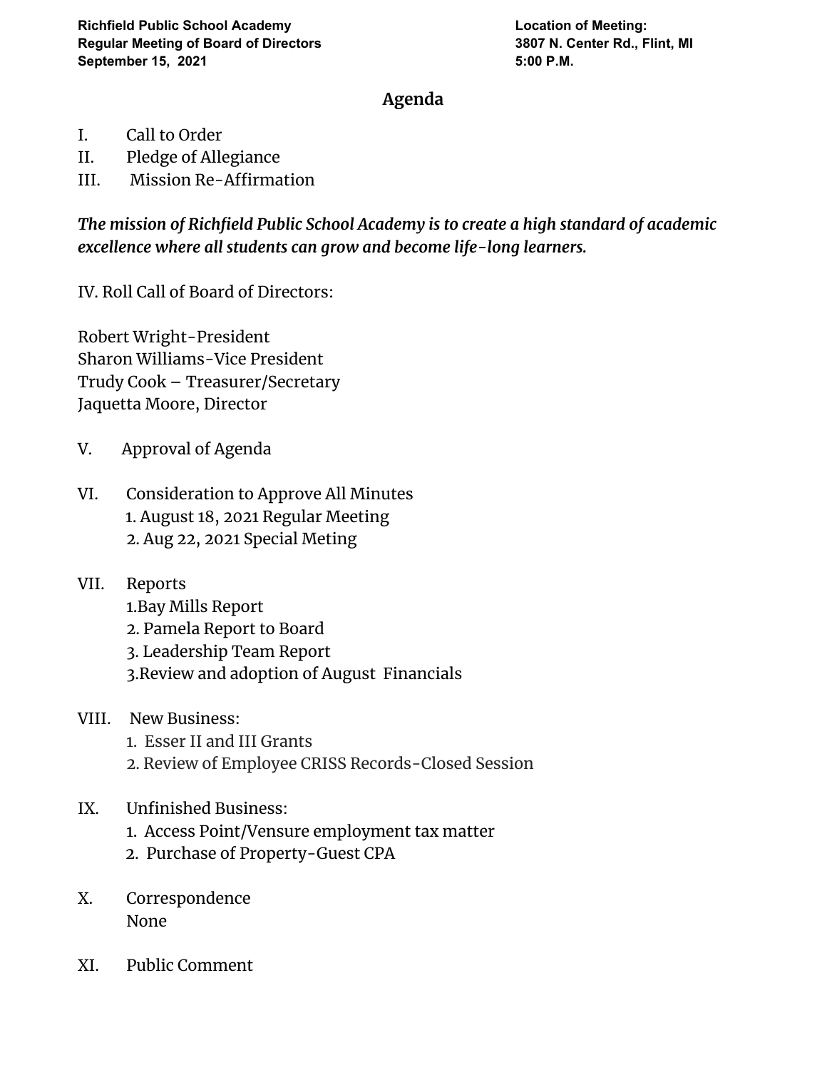**Richfield Public School Academy**
**Regular Meeting of Board of Directors**
**September 15, 2021**

**Location of Meeting:**
**3807 N. Center Rd., Flint, MI**
**5:00 P.M.**

## Agenda

I. Call to Order
II. Pledge of Allegiance
III. Mission Re-Affirmation

***The mission of Richfield Public School Academy is to create a high standard of academic excellence where all students can grow and become life-long learners.***

IV. Roll Call of Board of Directors:

Robert Wright-President
Sharon Williams-Vice President
Trudy Cook – Treasurer/Secretary
Jaquetta Moore, Director

V. Approval of Agenda

VI. Consideration to Approve All Minutes
1. August 18, 2021 Regular Meeting
2. Aug 22, 2021 Special Meting

VII. Reports
1.Bay Mills Report
2. Pamela Report to Board
3. Leadership Team Report
3.Review and adoption of August Financials

VIII. New Business:
1. Esser II and III Grants
2. Review of Employee CRISS Records-Closed Session

IX. Unfinished Business:
1. Access Point/Vensure employment tax matter
2. Purchase of Property-Guest CPA

X. Correspondence
None

XI. Public Comment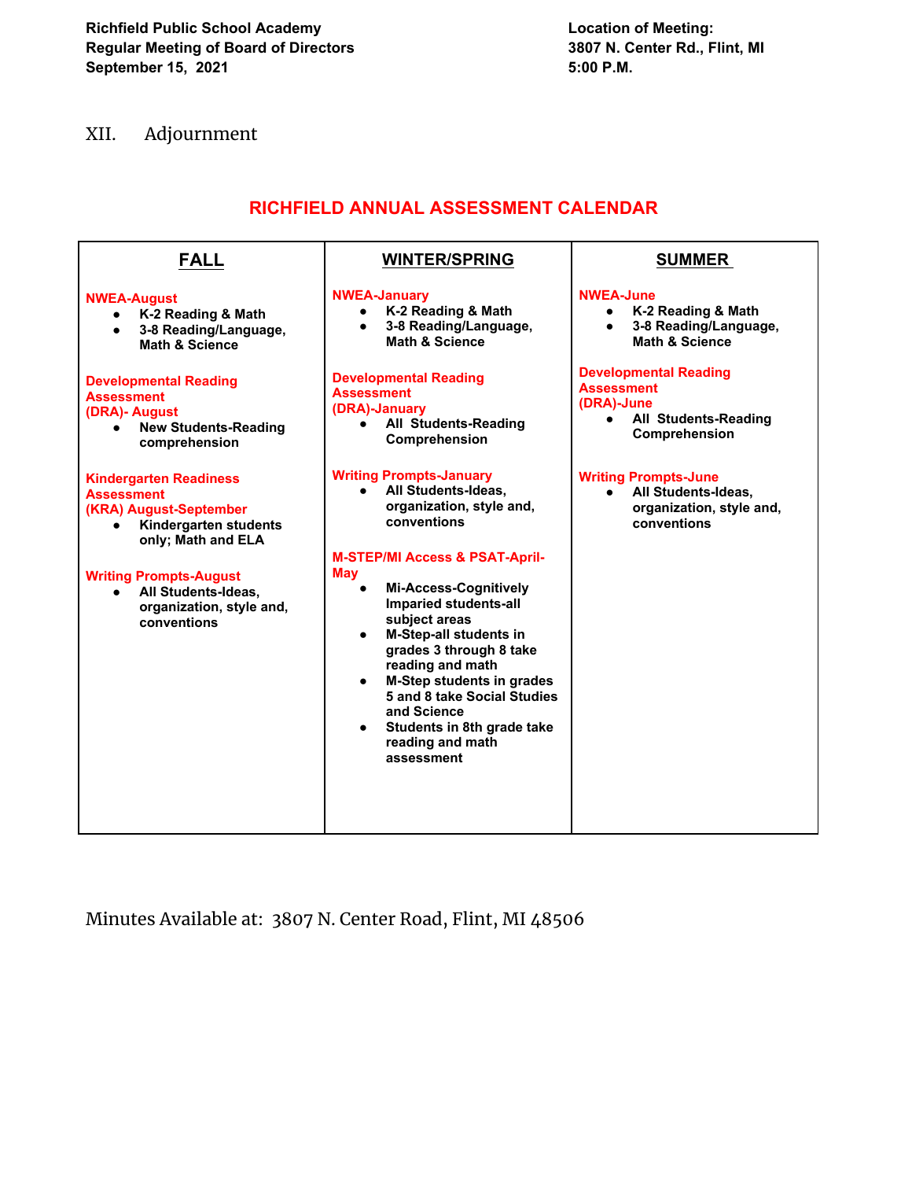Richfield Public School Academy
Regular Meeting of Board of Directors
September 15, 2021

Location of Meeting:
3807 N. Center Rd., Flint, MI
5:00 P.M.

XII. Adjournment

## RICHFIELD ANNUAL ASSESSMENT CALENDAR

| FALL | WINTER/SPRING | SUMMER |
|---|---|---|
| **NWEA-August**<br>• K-2 Reading & Math<br>• 3-8 Reading/Language, Math & Science<br><br>**Developmental Reading Assessment (DRA)- August**<br>• New Students-Reading comprehension<br><br>**Kindergarten Readiness Assessment (KRA) August-September**<br>• Kindergarten students only; Math and ELA<br><br>**Writing Prompts-August**<br>• All Students-Ideas, organization, style and, conventions | **NWEA-January**<br>• K-2 Reading & Math<br>• 3-8 Reading/Language, Math & Science<br><br>**Developmental Reading Assessment (DRA)-January**<br>• All Students-Reading Comprehension<br><br>**Writing Prompts-January**<br>• All Students-Ideas, organization, style and, conventions<br><br>**M-STEP/MI Access & PSAT-April-May**<br>• Mi-Access-Cognitively Imparied students-all subject areas<br>• M-Step-all students in grades 3 through 8 take reading and math<br>• M-Step students in grades 5 and 8 take Social Studies and Science<br>• Students in 8th grade take reading and math assessment | **NWEA-June**<br>• K-2 Reading & Math<br>• 3-8 Reading/Language, Math & Science<br><br>**Developmental Reading Assessment (DRA)-June**<br>• All Students-Reading Comprehension<br><br>**Writing Prompts-June**<br>• All Students-Ideas, organization, style and, conventions |

Minutes Available at: 3807 N. Center Road, Flint, MI 48506